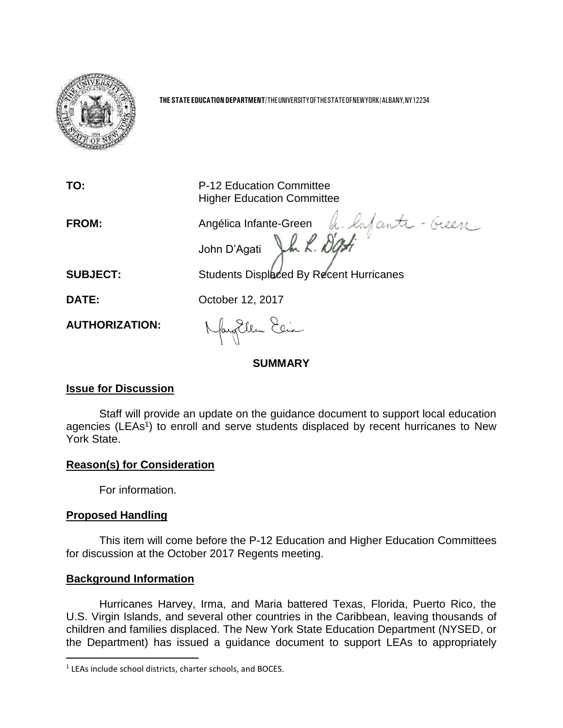**THE STATE EDUCATION DEPARTMENT** / THE UNIVERSITY OF THE STATE OF NEW YORK / ALBANY, NY 12234

**TO:** P-12 Education Committee
Higher Education Committee

**FROM:** Angélica Infante-Green
John D'Agati

**SUBJECT:** Students Displaced By Recent Hurricanes

**DATE:** October 12, 2017

**AUTHORIZATION:**

## SUMMARY

### Issue for Discussion

Staff will provide an update on the guidance document to support local education agencies (LEAs[1]) to enroll and serve students displaced by recent hurricanes to New York State.

### Reason(s) for Consideration

For information.

### Proposed Handling

This item will come before the P-12 Education and Higher Education Committees for discussion at the October 2017 Regents meeting.

### Background Information

Hurricanes Harvey, Irma, and Maria battered Texas, Florida, Puerto Rico, the U.S. Virgin Islands, and several other countries in the Caribbean, leaving thousands of children and families displaced. The New York State Education Department (NYSED, or the Department) has issued a guidance document to support LEAs to appropriately

[1] LEAs include school districts, charter schools, and BOCES.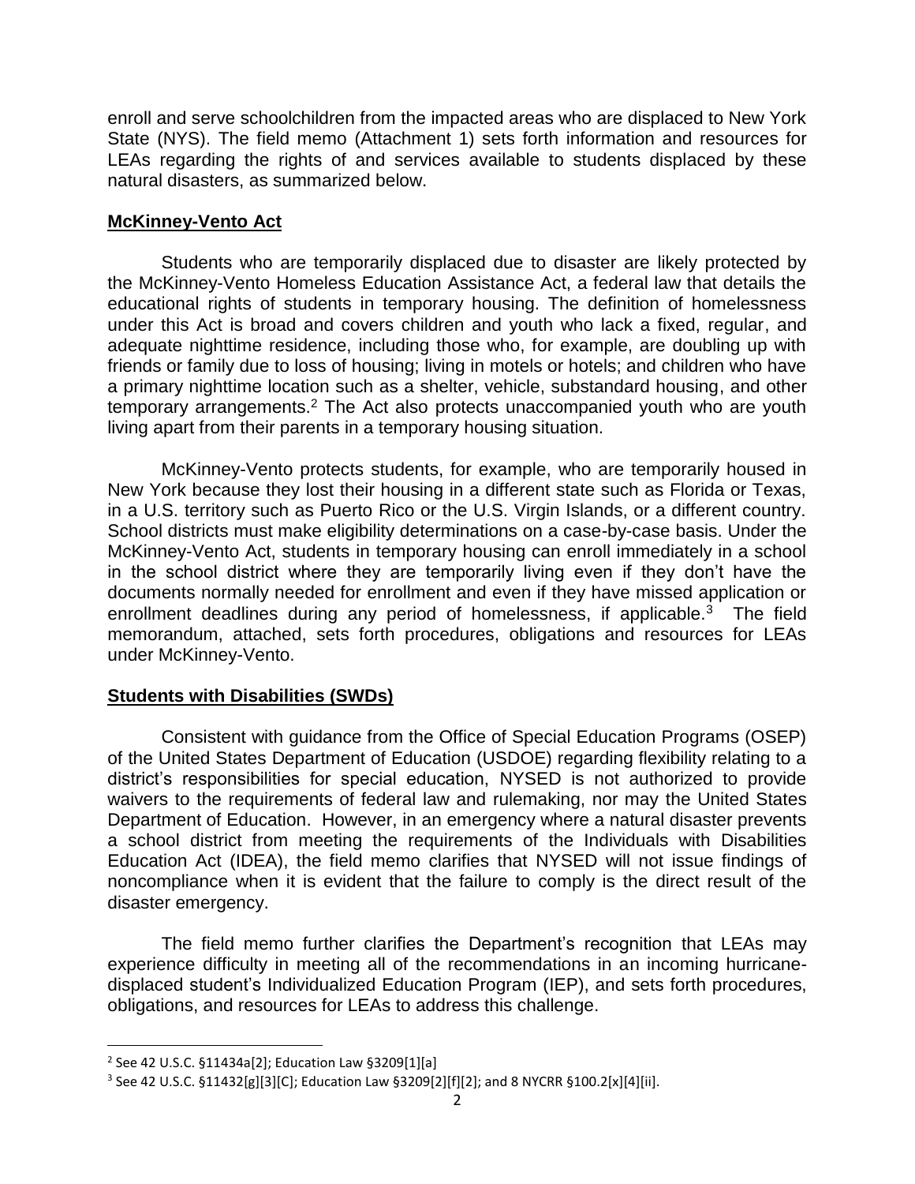enroll and serve schoolchildren from the impacted areas who are displaced to New York State (NYS). The field memo (Attachment 1) sets forth information and resources for LEAs regarding the rights of and services available to students displaced by these natural disasters, as summarized below.

## McKinney-Vento Act

Students who are temporarily displaced due to disaster are likely protected by the McKinney-Vento Homeless Education Assistance Act, a federal law that details the educational rights of students in temporary housing. The definition of homelessness under this Act is broad and covers children and youth who lack a fixed, regular, and adequate nighttime residence, including those who, for example, are doubling up with friends or family due to loss of housing; living in motels or hotels; and children who have a primary nighttime location such as a shelter, vehicle, substandard housing, and other temporary arrangements.[2] The Act also protects unaccompanied youth who are youth living apart from their parents in a temporary housing situation.

McKinney-Vento protects students, for example, who are temporarily housed in New York because they lost their housing in a different state such as Florida or Texas, in a U.S. territory such as Puerto Rico or the U.S. Virgin Islands, or a different country. School districts must make eligibility determinations on a case-by-case basis. Under the McKinney-Vento Act, students in temporary housing can enroll immediately in a school in the school district where they are temporarily living even if they don't have the documents normally needed for enrollment and even if they have missed application or enrollment deadlines during any period of homelessness, if applicable.[3] The field memorandum, attached, sets forth procedures, obligations and resources for LEAs under McKinney-Vento.

## Students with Disabilities (SWDs)

Consistent with guidance from the Office of Special Education Programs (OSEP) of the United States Department of Education (USDOE) regarding flexibility relating to a district's responsibilities for special education, NYSED is not authorized to provide waivers to the requirements of federal law and rulemaking, nor may the United States Department of Education. However, in an emergency where a natural disaster prevents a school district from meeting the requirements of the Individuals with Disabilities Education Act (IDEA), the field memo clarifies that NYSED will not issue findings of noncompliance when it is evident that the failure to comply is the direct result of the disaster emergency.

The field memo further clarifies the Department's recognition that LEAs may experience difficulty in meeting all of the recommendations in an incoming hurricane-displaced student's Individualized Education Program (IEP), and sets forth procedures, obligations, and resources for LEAs to address this challenge.

---

[2] See 42 U.S.C. §11434a[2]; Education Law §3209[1][a]

[3] See 42 U.S.C. §11432[g][3][C]; Education Law §3209[2][f][2]; and 8 NYCRR §100.2[x][4][ii].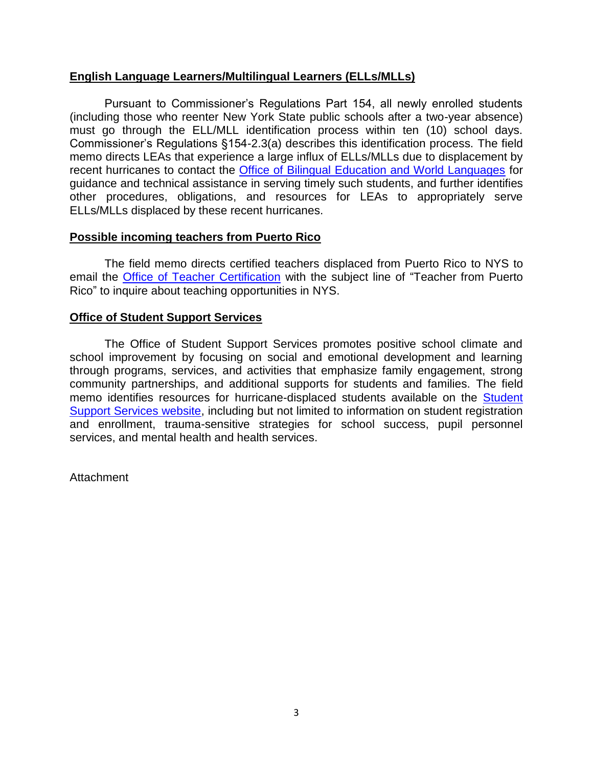## English Language Learners/Multilingual Learners (ELLs/MLLs)

Pursuant to Commissioner's Regulations Part 154, all newly enrolled students (including those who reenter New York State public schools after a two-year absence) must go through the ELL/MLL identification process within ten (10) school days. Commissioner's Regulations §154-2.3(a) describes this identification process. The field memo directs LEAs that experience a large influx of ELLs/MLLs due to displacement by recent hurricanes to contact the Office of Bilingual Education and World Languages for guidance and technical assistance in serving timely such students, and further identifies other procedures, obligations, and resources for LEAs to appropriately serve ELLs/MLLs displaced by these recent hurricanes.

## Possible incoming teachers from Puerto Rico

The field memo directs certified teachers displaced from Puerto Rico to NYS to email the Office of Teacher Certification with the subject line of "Teacher from Puerto Rico" to inquire about teaching opportunities in NYS.

## Office of Student Support Services

The Office of Student Support Services promotes positive school climate and school improvement by focusing on social and emotional development and learning through programs, services, and activities that emphasize family engagement, strong community partnerships, and additional supports for students and families. The field memo identifies resources for hurricane-displaced students available on the Student Support Services website, including but not limited to information on student registration and enrollment, trauma-sensitive strategies for school success, pupil personnel services, and mental health and health services.

Attachment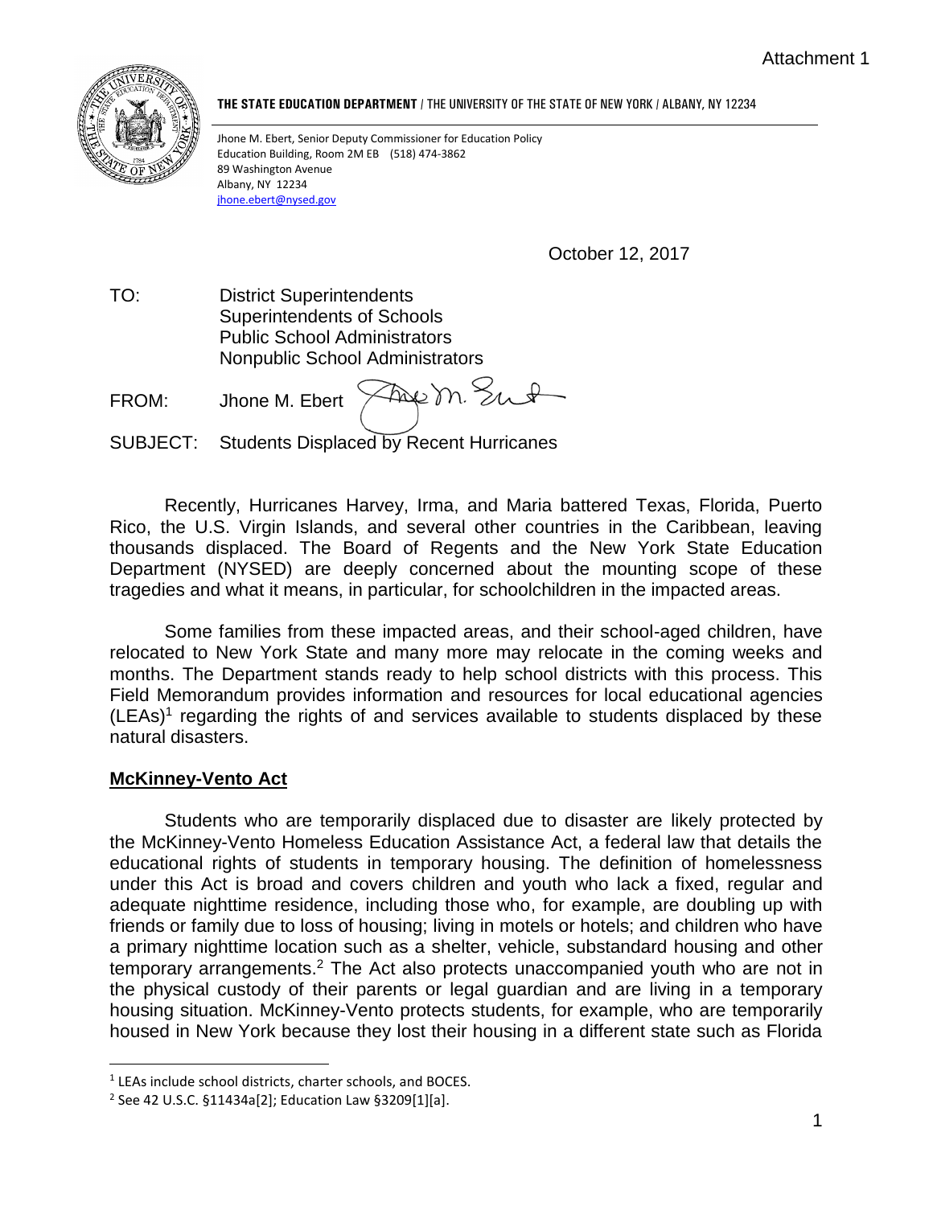Attachment 1

**THE STATE EDUCATION DEPARTMENT** / THE UNIVERSITY OF THE STATE OF NEW YORK / ALBANY, NY 12234

Jhone M. Ebert, Senior Deputy Commissioner for Education Policy
Education Building, Room 2M EB (518) 474-3862
89 Washington Avenue
Albany, NY 12234
jhone.ebert@nysed.gov

October 12, 2017

TO: District Superintendents
Superintendents of Schools
Public School Administrators
Nonpublic School Administrators

FROM: Jhone M. Ebert

SUBJECT: Students Displaced by Recent Hurricanes

Recently, Hurricanes Harvey, Irma, and Maria battered Texas, Florida, Puerto Rico, the U.S. Virgin Islands, and several other countries in the Caribbean, leaving thousands displaced. The Board of Regents and the New York State Education Department (NYSED) are deeply concerned about the mounting scope of these tragedies and what it means, in particular, for schoolchildren in the impacted areas.

Some families from these impacted areas, and their school-aged children, have relocated to New York State and many more may relocate in the coming weeks and months. The Department stands ready to help school districts with this process. This Field Memorandum provides information and resources for local educational agencies (LEAs)[1] regarding the rights of and services available to students displaced by these natural disasters.

## **McKinney-Vento Act**

Students who are temporarily displaced due to disaster are likely protected by the McKinney-Vento Homeless Education Assistance Act, a federal law that details the educational rights of students in temporary housing. The definition of homelessness under this Act is broad and covers children and youth who lack a fixed, regular and adequate nighttime residence, including those who, for example, are doubling up with friends or family due to loss of housing; living in motels or hotels; and children who have a primary nighttime location such as a shelter, vehicle, substandard housing and other temporary arrangements.[2] The Act also protects unaccompanied youth who are not in the physical custody of their parents or legal guardian and are living in a temporary housing situation. McKinney-Vento protects students, for example, who are temporarily housed in New York because they lost their housing in a different state such as Florida

[1] LEAs include school districts, charter schools, and BOCES.

[2] See 42 U.S.C. §11434a[2]; Education Law §3209[1][a].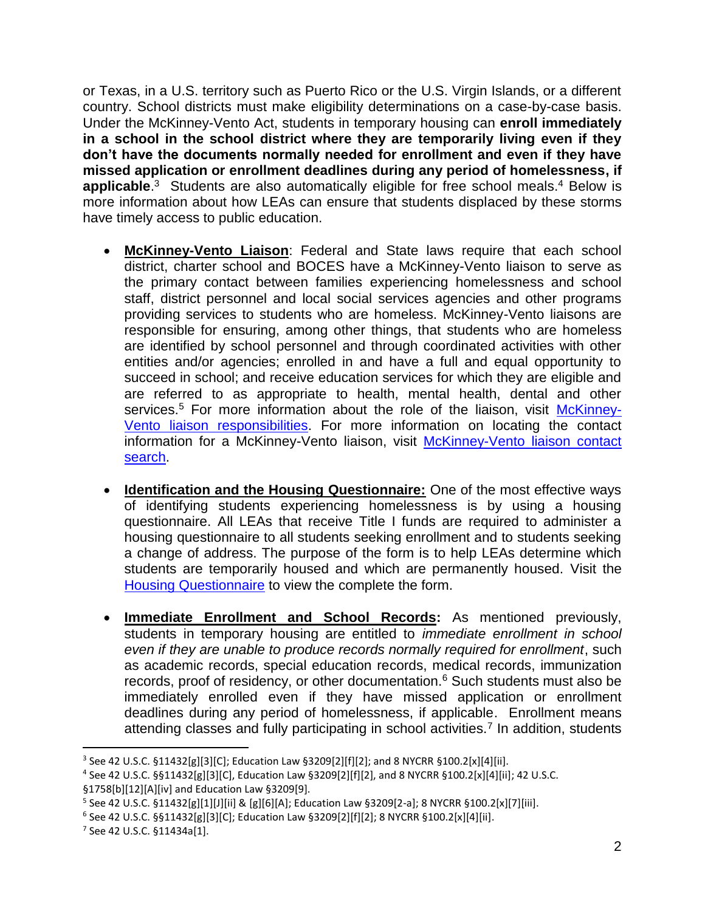or Texas, in a U.S. territory such as Puerto Rico or the U.S. Virgin Islands, or a different country. School districts must make eligibility determinations on a case-by-case basis. Under the McKinney-Vento Act, students in temporary housing can **enroll immediately in a school in the school district where they are temporarily living even if they don't have the documents normally needed for enrollment and even if they have missed application or enrollment deadlines during any period of homelessness, if applicable**.[3] Students are also automatically eligible for free school meals.[4] Below is more information about how LEAs can ensure that students displaced by these storms have timely access to public education.

- **McKinney-Vento Liaison**: Federal and State laws require that each school district, charter school and BOCES have a McKinney-Vento liaison to serve as the primary contact between families experiencing homelessness and school staff, district personnel and local social services agencies and other programs providing services to students who are homeless. McKinney-Vento liaisons are responsible for ensuring, among other things, that students who are homeless are identified by school personnel and through coordinated activities with other entities and/or agencies; enrolled in and have a full and equal opportunity to succeed in school; and receive education services for which they are eligible and are referred to as appropriate to health, mental health, dental and other services.[5] For more information about the role of the liaison, visit McKinney-Vento liaison responsibilities. For more information on locating the contact information for a McKinney-Vento liaison, visit McKinney-Vento liaison contact search.

- **Identification and the Housing Questionnaire:** One of the most effective ways of identifying students experiencing homelessness is by using a housing questionnaire. All LEAs that receive Title I funds are required to administer a housing questionnaire to all students seeking enrollment and to students seeking a change of address. The purpose of the form is to help LEAs determine which students are temporarily housed and which are permanently housed. Visit the Housing Questionnaire to view the complete the form.

- **Immediate Enrollment and School Records:** As mentioned previously, students in temporary housing are entitled to *immediate enrollment in school even if they are unable to produce records normally required for enrollment*, such as academic records, special education records, medical records, immunization records, proof of residency, or other documentation.[6] Such students must also be immediately enrolled even if they have missed application or enrollment deadlines during any period of homelessness, if applicable. Enrollment means attending classes and fully participating in school activities.[7] In addition, students

---

[3] See 42 U.S.C. §11432[g][3][C]; Education Law §3209[2][f][2]; and 8 NYCRR §100.2[x][4][ii].

[4] See 42 U.S.C. §§11432[g][3][C], Education Law §3209[2][f][2], and 8 NYCRR §100.2[x][4][ii]; 42 U.S.C. §1758[b][12][A][iv] and Education Law §3209[9].

[5] See 42 U.S.C. §11432[g][1][J][ii] & [g][6][A]; Education Law §3209[2-a]; 8 NYCRR §100.2[x][7][iii].

[6] See 42 U.S.C. §§11432[g][3][C]; Education Law §3209[2][f][2]; 8 NYCRR §100.2[x][4][ii].

[7] See 42 U.S.C. §11434a[1].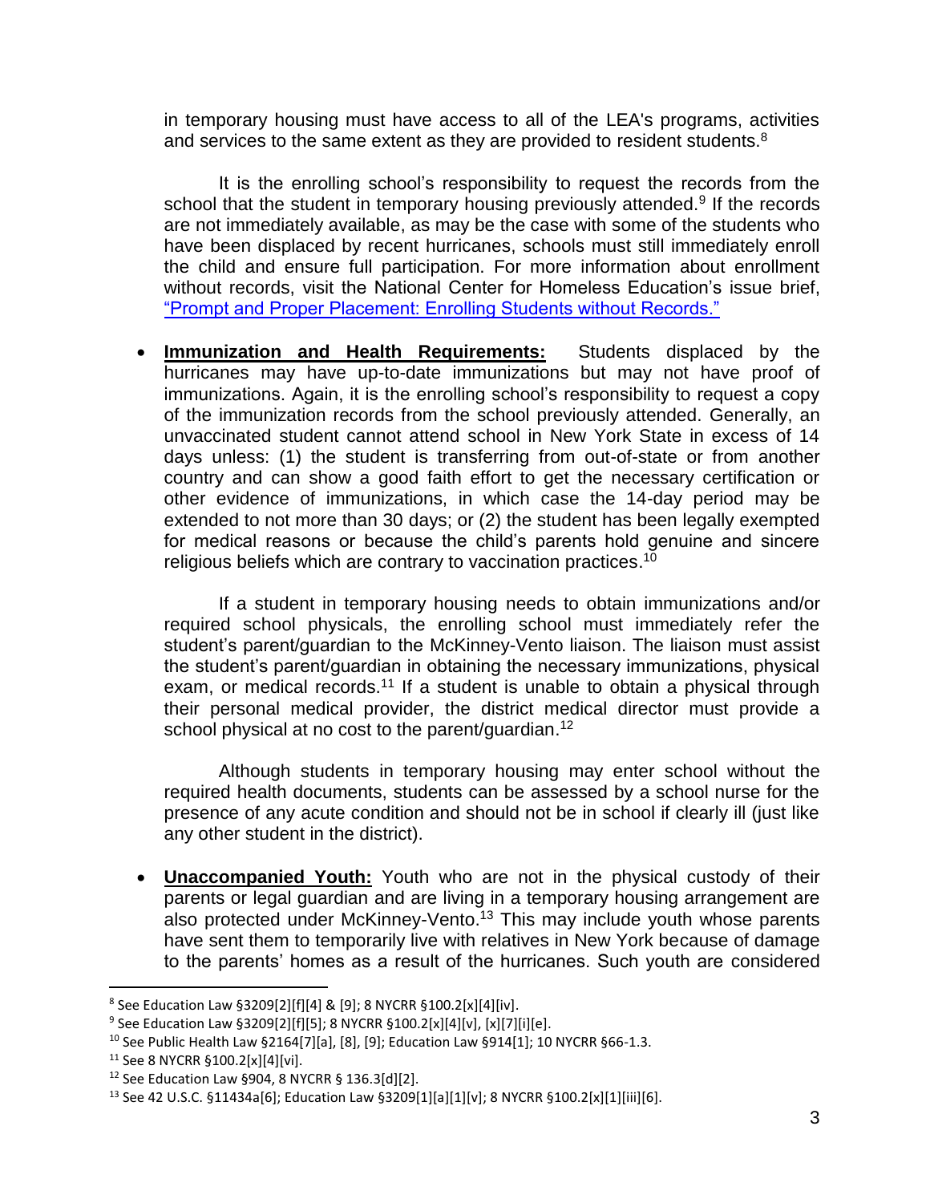in temporary housing must have access to all of the LEA's programs, activities and services to the same extent as they are provided to resident students.[8]

It is the enrolling school's responsibility to request the records from the school that the student in temporary housing previously attended.[9] If the records are not immediately available, as may be the case with some of the students who have been displaced by recent hurricanes, schools must still immediately enroll the child and ensure full participation. For more information about enrollment without records, visit the National Center for Homeless Education's issue brief, "Prompt and Proper Placement: Enrolling Students without Records."

- **Immunization and Health Requirements:** Students displaced by the hurricanes may have up-to-date immunizations but may not have proof of immunizations. Again, it is the enrolling school's responsibility to request a copy of the immunization records from the school previously attended. Generally, an unvaccinated student cannot attend school in New York State in excess of 14 days unless: (1) the student is transferring from out-of-state or from another country and can show a good faith effort to get the necessary certification or other evidence of immunizations, in which case the 14-day period may be extended to not more than 30 days; or (2) the student has been legally exempted for medical reasons or because the child's parents hold genuine and sincere religious beliefs which are contrary to vaccination practices.[10]

  If a student in temporary housing needs to obtain immunizations and/or required school physicals, the enrolling school must immediately refer the student's parent/guardian to the McKinney-Vento liaison. The liaison must assist the student's parent/guardian in obtaining the necessary immunizations, physical exam, or medical records.[11] If a student is unable to obtain a physical through their personal medical provider, the district medical director must provide a school physical at no cost to the parent/guardian.[12]

  Although students in temporary housing may enter school without the required health documents, students can be assessed by a school nurse for the presence of any acute condition and should not be in school if clearly ill (just like any other student in the district).

- **Unaccompanied Youth:** Youth who are not in the physical custody of their parents or legal guardian and are living in a temporary housing arrangement are also protected under McKinney-Vento.[13] This may include youth whose parents have sent them to temporarily live with relatives in New York because of damage to the parents' homes as a result of the hurricanes. Such youth are considered

---

[8] See Education Law §3209[2][f][4] & [9]; 8 NYCRR §100.2[x][4][iv].

[9] See Education Law §3209[2][f][5]; 8 NYCRR §100.2[x][4][v], [x][7][i][e].

[10] See Public Health Law §2164[7][a], [8], [9]; Education Law §914[1]; 10 NYCRR §66-1.3.

[11] See 8 NYCRR §100.2[x][4][vi].

[12] See Education Law §904, 8 NYCRR § 136.3[d][2].

[13] See 42 U.S.C. §11434a[6]; Education Law §3209[1][a][1][v]; 8 NYCRR §100.2[x][1][iii][6].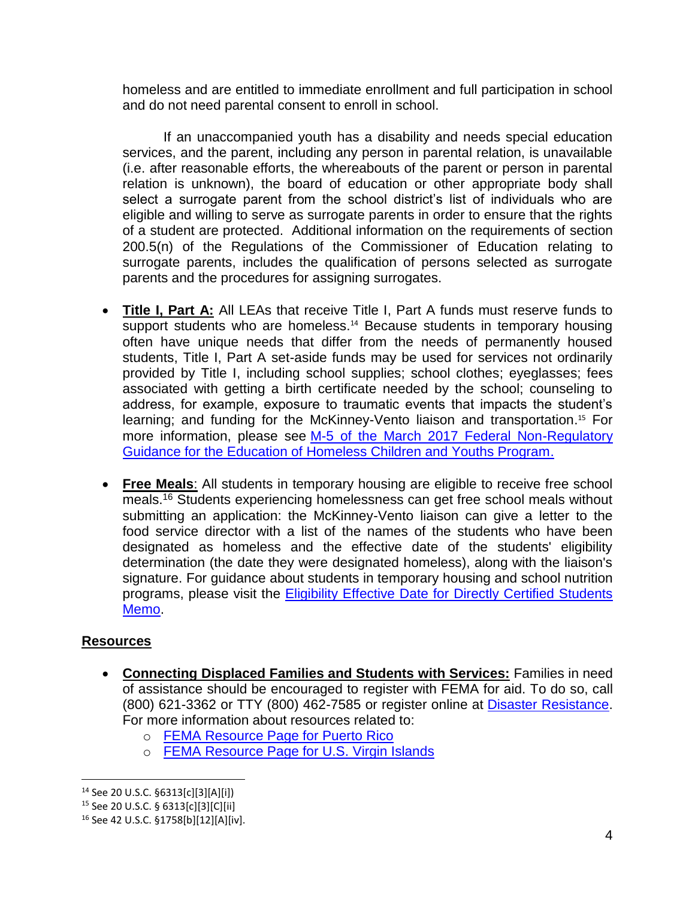homeless and are entitled to immediate enrollment and full participation in school and do not need parental consent to enroll in school.

If an unaccompanied youth has a disability and needs special education services, and the parent, including any person in parental relation, is unavailable (i.e. after reasonable efforts, the whereabouts of the parent or person in parental relation is unknown), the board of education or other appropriate body shall select a surrogate parent from the school district's list of individuals who are eligible and willing to serve as surrogate parents in order to ensure that the rights of a student are protected. Additional information on the requirements of section 200.5(n) of the Regulations of the Commissioner of Education relating to surrogate parents, includes the qualification of persons selected as surrogate parents and the procedures for assigning surrogates.

- **Title I, Part A:** All LEAs that receive Title I, Part A funds must reserve funds to support students who are homeless.[14] Because students in temporary housing often have unique needs that differ from the needs of permanently housed students, Title I, Part A set-aside funds may be used for services not ordinarily provided by Title I, including school supplies; school clothes; eyeglasses; fees associated with getting a birth certificate needed by the school; counseling to address, for example, exposure to traumatic events that impacts the student's learning; and funding for the McKinney-Vento liaison and transportation.[15] For more information, please see M-5 of the March 2017 Federal Non-Regulatory Guidance for the Education of Homeless Children and Youths Program.

- **Free Meals**: All students in temporary housing are eligible to receive free school meals.[16] Students experiencing homelessness can get free school meals without submitting an application: the McKinney-Vento liaison can give a letter to the food service director with a list of the names of the students who have been designated as homeless and the effective date of the students' eligibility determination (the date they were designated homeless), along with the liaison's signature. For guidance about students in temporary housing and school nutrition programs, please visit the Eligibility Effective Date for Directly Certified Students Memo.

## Resources

- **Connecting Displaced Families and Students with Services:** Families in need of assistance should be encouraged to register with FEMA for aid. To do so, call (800) 621-3362 or TTY (800) 462-7585 or register online at Disaster Resistance. For more information about resources related to:
  - FEMA Resource Page for Puerto Rico
  - FEMA Resource Page for U.S. Virgin Islands

---

[14] See 20 U.S.C. §6313[c][3][A][i])

[15] See 20 U.S.C. § 6313[c][3][C][ii]

[16] See 42 U.S.C. §1758[b][12][A][iv].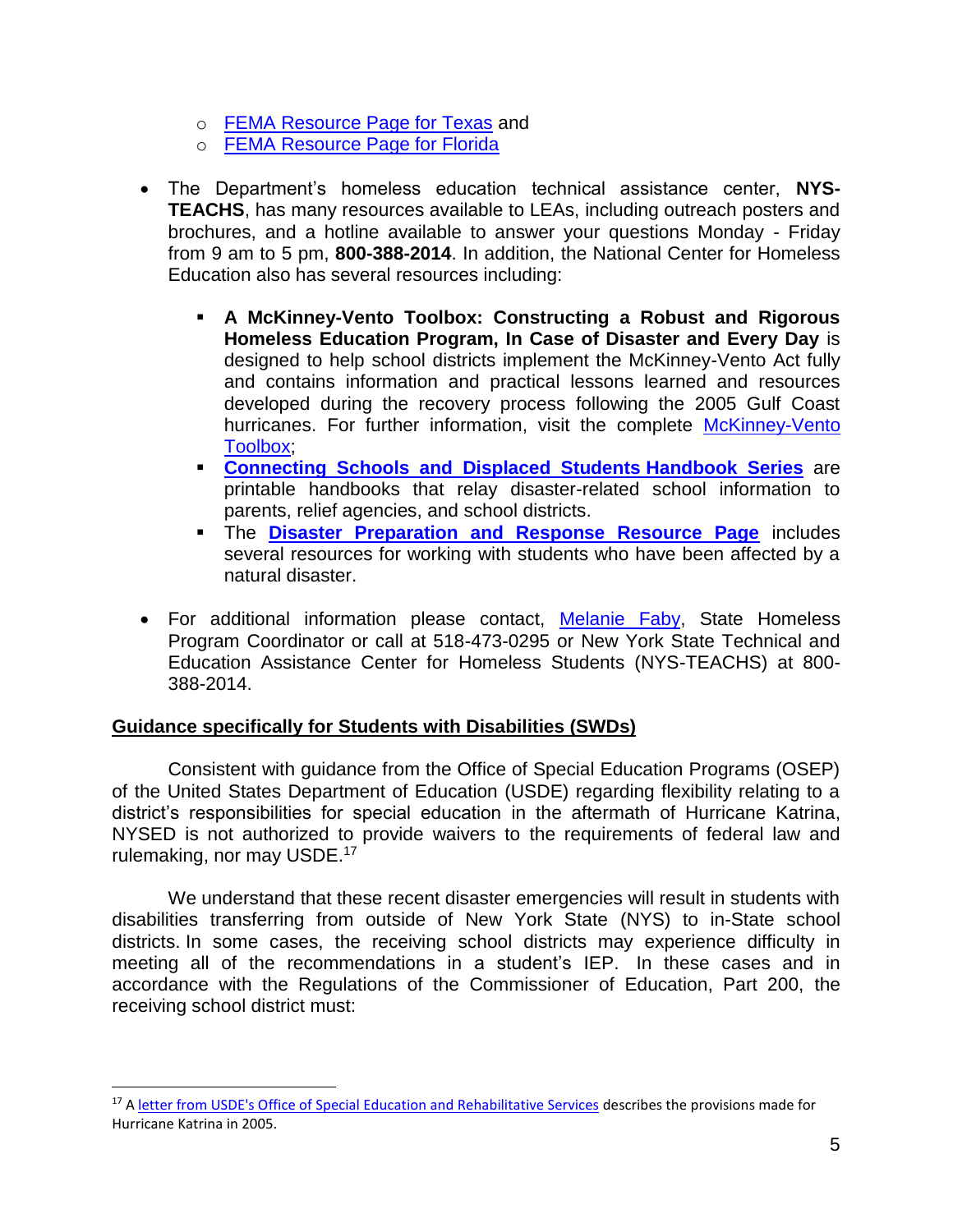- FEMA Resource Page for Texas and
  - FEMA Resource Page for Florida

- The Department's homeless education technical assistance center, **NYS-TEACHS**, has many resources available to LEAs, including outreach posters and brochures, and a hotline available to answer your questions Monday - Friday from 9 am to 5 pm, **800-388-2014**. In addition, the National Center for Homeless Education also has several resources including:

  - **A McKinney-Vento Toolbox: Constructing a Robust and Rigorous Homeless Education Program, In Case of Disaster and Every Day** is designed to help school districts implement the McKinney-Vento Act fully and contains information and practical lessons learned and resources developed during the recovery process following the 2005 Gulf Coast hurricanes. For further information, visit the complete McKinney-Vento Toolbox;
  - **Connecting Schools and Displaced Students Handbook Series** are printable handbooks that relay disaster-related school information to parents, relief agencies, and school districts.
  - The **Disaster Preparation and Response Resource Page** includes several resources for working with students who have been affected by a natural disaster.

- For additional information please contact, Melanie Faby, State Homeless Program Coordinator or call at 518-473-0295 or New York State Technical and Education Assistance Center for Homeless Students (NYS-TEACHS) at 800-388-2014.

## Guidance specifically for Students with Disabilities (SWDs)

Consistent with guidance from the Office of Special Education Programs (OSEP) of the United States Department of Education (USDE) regarding flexibility relating to a district's responsibilities for special education in the aftermath of Hurricane Katrina, NYSED is not authorized to provide waivers to the requirements of federal law and rulemaking, nor may USDE.[17]

We understand that these recent disaster emergencies will result in students with disabilities transferring from outside of New York State (NYS) to in-State school districts. In some cases, the receiving school districts may experience difficulty in meeting all of the recommendations in a student's IEP. In these cases and in accordance with the Regulations of the Commissioner of Education, Part 200, the receiving school district must:

---

[17] A letter from USDE's Office of Special Education and Rehabilitative Services describes the provisions made for Hurricane Katrina in 2005.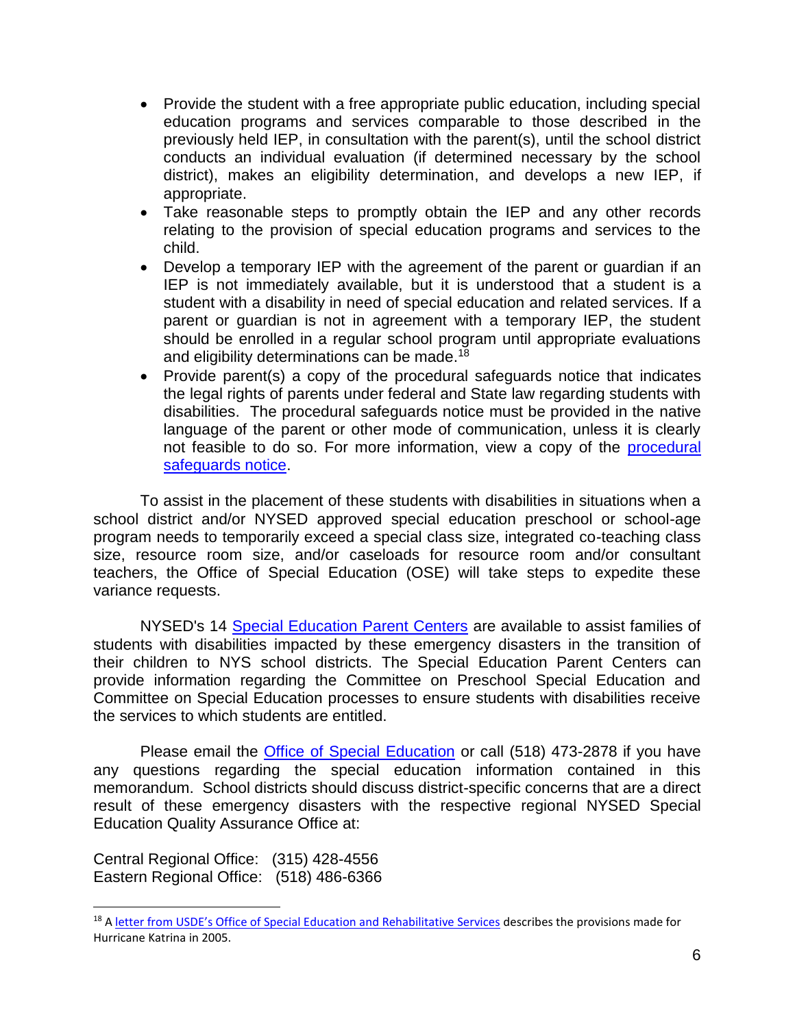- Provide the student with a free appropriate public education, including special education programs and services comparable to those described in the previously held IEP, in consultation with the parent(s), until the school district conducts an individual evaluation (if determined necessary by the school district), makes an eligibility determination, and develops a new IEP, if appropriate.
- Take reasonable steps to promptly obtain the IEP and any other records relating to the provision of special education programs and services to the child.
- Develop a temporary IEP with the agreement of the parent or guardian if an IEP is not immediately available, but it is understood that a student is a student with a disability in need of special education and related services. If a parent or guardian is not in agreement with a temporary IEP, the student should be enrolled in a regular school program until appropriate evaluations and eligibility determinations can be made.[18]
- Provide parent(s) a copy of the procedural safeguards notice that indicates the legal rights of parents under federal and State law regarding students with disabilities. The procedural safeguards notice must be provided in the native language of the parent or other mode of communication, unless it is clearly not feasible to do so. For more information, view a copy of the procedural safeguards notice.

To assist in the placement of these students with disabilities in situations when a school district and/or NYSED approved special education preschool or school-age program needs to temporarily exceed a special class size, integrated co-teaching class size, resource room size, and/or caseloads for resource room and/or consultant teachers, the Office of Special Education (OSE) will take steps to expedite these variance requests.

NYSED's 14 Special Education Parent Centers are available to assist families of students with disabilities impacted by these emergency disasters in the transition of their children to NYS school districts. The Special Education Parent Centers can provide information regarding the Committee on Preschool Special Education and Committee on Special Education processes to ensure students with disabilities receive the services to which students are entitled.

Please email the Office of Special Education or call (518) 473-2878 if you have any questions regarding the special education information contained in this memorandum. School districts should discuss district-specific concerns that are a direct result of these emergency disasters with the respective regional NYSED Special Education Quality Assurance Office at:

Central Regional Office: (315) 428-4556
Eastern Regional Office: (518) 486-6366

---

[18] A letter from USDE's Office of Special Education and Rehabilitative Services describes the provisions made for Hurricane Katrina in 2005.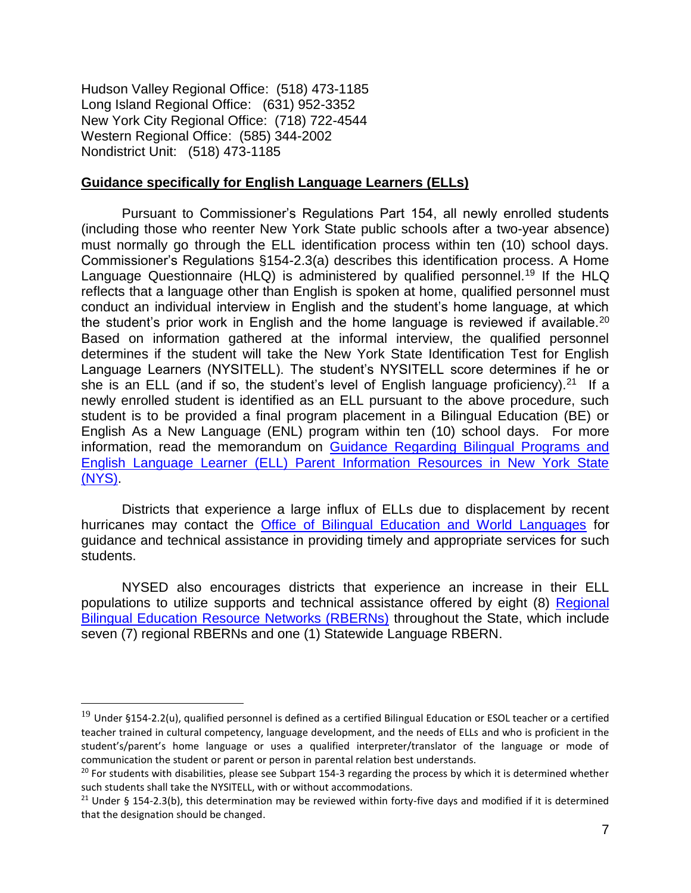Hudson Valley Regional Office: (518) 473-1185
Long Island Regional Office: (631) 952-3352
New York City Regional Office: (718) 722-4544
Western Regional Office: (585) 344-2002
Nondistrict Unit: (518) 473-1185

**Guidance specifically for English Language Learners (ELLs)**

Pursuant to Commissioner's Regulations Part 154, all newly enrolled students (including those who reenter New York State public schools after a two-year absence) must normally go through the ELL identification process within ten (10) school days. Commissioner's Regulations §154-2.3(a) describes this identification process. A Home Language Questionnaire (HLQ) is administered by qualified personnel.[19] If the HLQ reflects that a language other than English is spoken at home, qualified personnel must conduct an individual interview in English and the student's home language, at which the student's prior work in English and the home language is reviewed if available.[20] Based on information gathered at the informal interview, the qualified personnel determines if the student will take the New York State Identification Test for English Language Learners (NYSITELL). The student's NYSITELL score determines if he or she is an ELL (and if so, the student's level of English language proficiency).[21] If a newly enrolled student is identified as an ELL pursuant to the above procedure, such student is to be provided a final program placement in a Bilingual Education (BE) or English As a New Language (ENL) program within ten (10) school days. For more information, read the memorandum on Guidance Regarding Bilingual Programs and English Language Learner (ELL) Parent Information Resources in New York State (NYS).

Districts that experience a large influx of ELLs due to displacement by recent hurricanes may contact the Office of Bilingual Education and World Languages for guidance and technical assistance in providing timely and appropriate services for such students.

NYSED also encourages districts that experience an increase in their ELL populations to utilize supports and technical assistance offered by eight (8) Regional Bilingual Education Resource Networks (RBERNs) throughout the State, which include seven (7) regional RBERNs and one (1) Statewide Language RBERN.

---

[19] Under §154-2.2(u), qualified personnel is defined as a certified Bilingual Education or ESOL teacher or a certified teacher trained in cultural competency, language development, and the needs of ELLs and who is proficient in the student's/parent's home language or uses a qualified interpreter/translator of the language or mode of communication the student or parent or person in parental relation best understands.

[20] For students with disabilities, please see Subpart 154-3 regarding the process by which it is determined whether such students shall take the NYSITELL, with or without accommodations.

[21] Under § 154-2.3(b), this determination may be reviewed within forty-five days and modified if it is determined that the designation should be changed.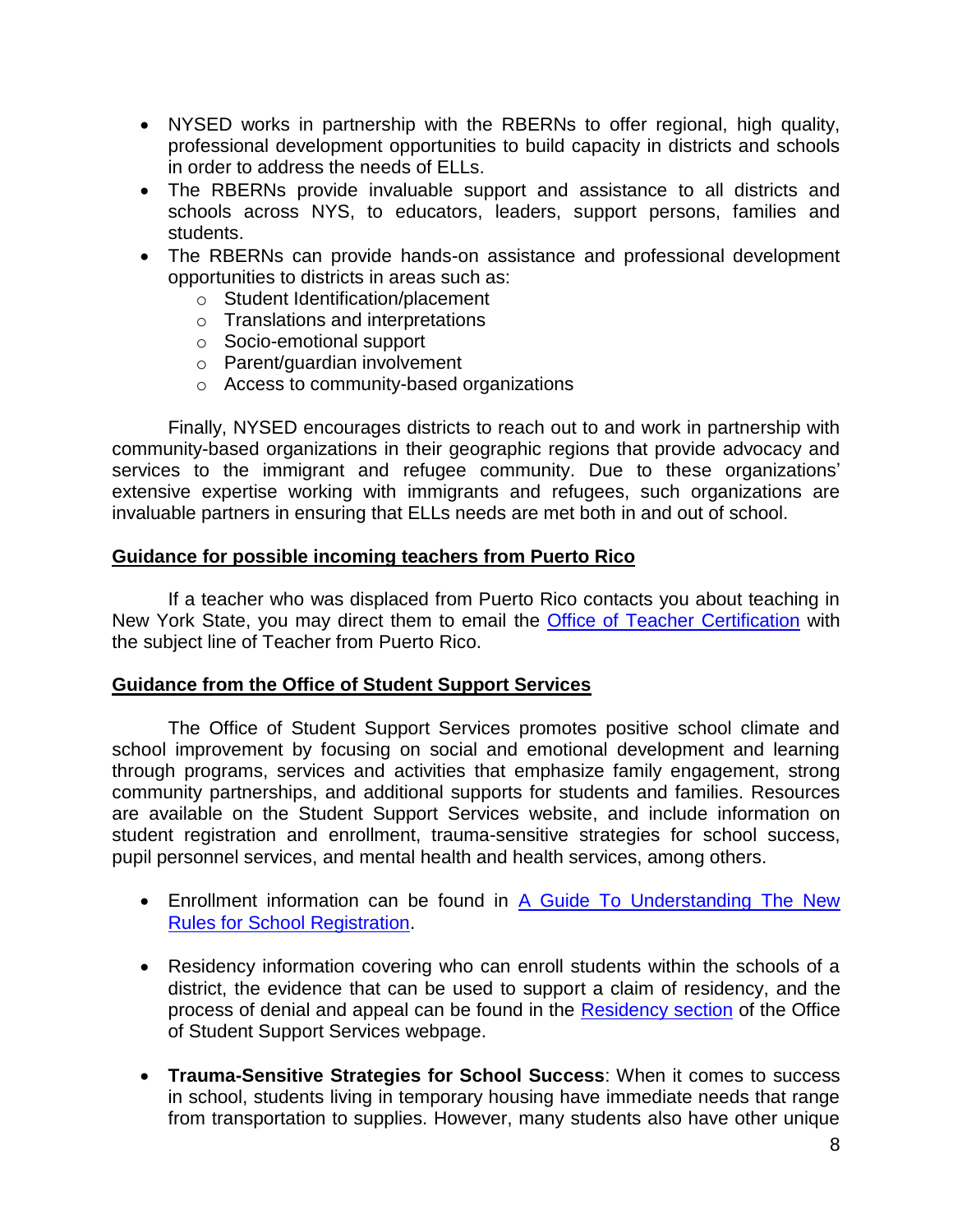- NYSED works in partnership with the RBERNs to offer regional, high quality, professional development opportunities to build capacity in districts and schools in order to address the needs of ELLs.
- The RBERNs provide invaluable support and assistance to all districts and schools across NYS, to educators, leaders, support persons, families and students.
- The RBERNs can provide hands-on assistance and professional development opportunities to districts in areas such as:
  - Student Identification/placement
  - Translations and interpretations
  - Socio-emotional support
  - Parent/guardian involvement
  - Access to community-based organizations

Finally, NYSED encourages districts to reach out to and work in partnership with community-based organizations in their geographic regions that provide advocacy and services to the immigrant and refugee community. Due to these organizations' extensive expertise working with immigrants and refugees, such organizations are invaluable partners in ensuring that ELLs needs are met both in and out of school.

**Guidance for possible incoming teachers from Puerto Rico**

If a teacher who was displaced from Puerto Rico contacts you about teaching in New York State, you may direct them to email the Office of Teacher Certification with the subject line of Teacher from Puerto Rico.

**Guidance from the Office of Student Support Services**

The Office of Student Support Services promotes positive school climate and school improvement by focusing on social and emotional development and learning through programs, services and activities that emphasize family engagement, strong community partnerships, and additional supports for students and families. Resources are available on the Student Support Services website, and include information on student registration and enrollment, trauma-sensitive strategies for school success, pupil personnel services, and mental health and health services, among others.

- Enrollment information can be found in A Guide To Understanding The New Rules for School Registration.

- Residency information covering who can enroll students within the schools of a district, the evidence that can be used to support a claim of residency, and the process of denial and appeal can be found in the Residency section of the Office of Student Support Services webpage.

- **Trauma-Sensitive Strategies for School Success**: When it comes to success in school, students living in temporary housing have immediate needs that range from transportation to supplies. However, many students also have other unique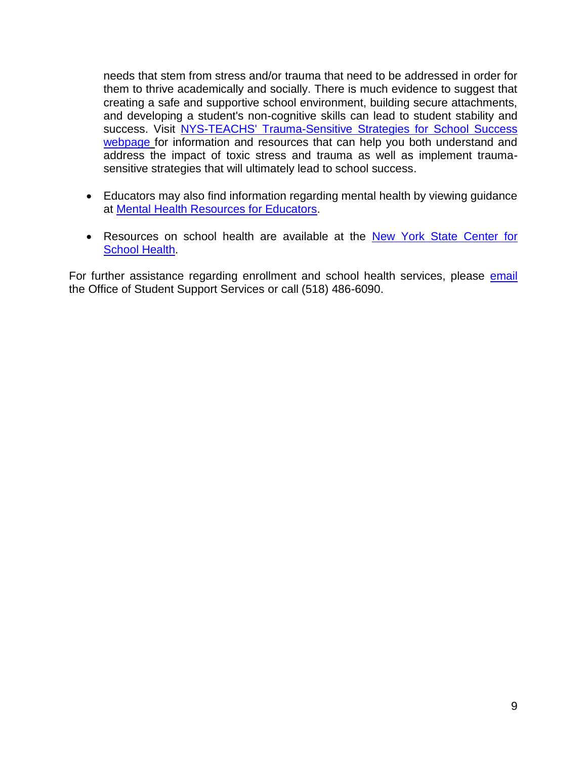needs that stem from stress and/or trauma that need to be addressed in order for them to thrive academically and socially. There is much evidence to suggest that creating a safe and supportive school environment, building secure attachments, and developing a student's non-cognitive skills can lead to student stability and success. Visit NYS-TEACHS' Trauma-Sensitive Strategies for School Success webpage for information and resources that can help you both understand and address the impact of toxic stress and trauma as well as implement trauma-sensitive strategies that will ultimately lead to school success.

- Educators may also find information regarding mental health by viewing guidance at Mental Health Resources for Educators.
- Resources on school health are available at the New York State Center for School Health.

For further assistance regarding enrollment and school health services, please email the Office of Student Support Services or call (518) 486-6090.